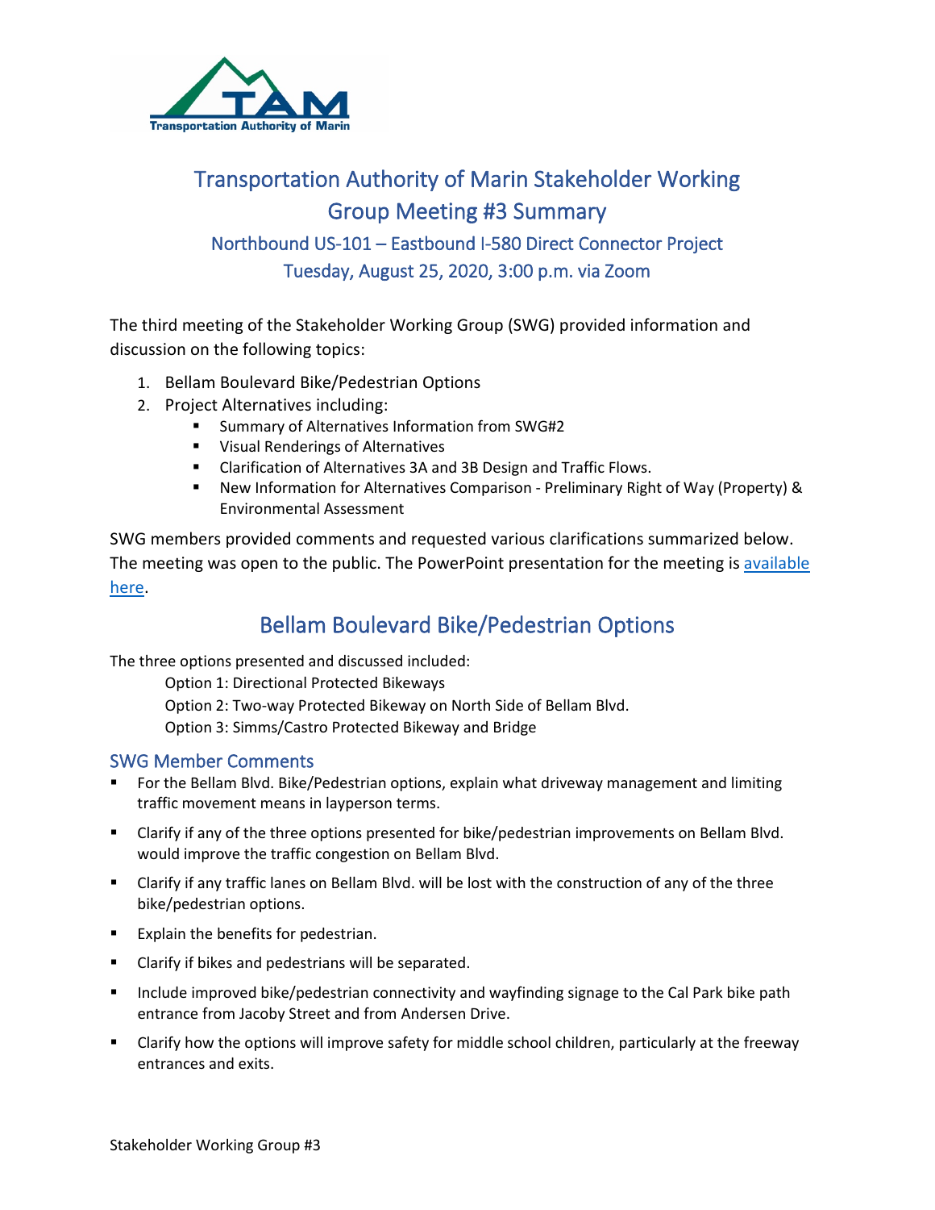# Transportation Authority of Marin Stakeholder Working Group Meeting #3 Summary

## Northbound US-101 – Eastbound I-580 Direct Connector Project

### Tuesday, August 25, 2020, 3:00 p.m. via Zoom

The third meeting of the Stakeholder Working Group (SWG) provided information and discussion on the following topics:

1. Bellam Boulevard Bike/Pedestrian Options
2. Project Alternatives including:
   - Summary of Alternatives Information from SWG#2
   - Visual Renderings of Alternatives
   - Clarification of Alternatives 3A and 3B Design and Traffic Flows.
   - New Information for Alternatives Comparison - Preliminary Right of Way (Property) & Environmental Assessment

SWG members provided comments and requested various clarifications summarized below. The meeting was open to the public. The PowerPoint presentation for the meeting is available here.

## Bellam Boulevard Bike/Pedestrian Options

The three options presented and discussed included:

Option 1: Directional Protected Bikeways

Option 2: Two-way Protected Bikeway on North Side of Bellam Blvd.

Option 3: Simms/Castro Protected Bikeway and Bridge

### SWG Member Comments

- For the Bellam Blvd. Bike/Pedestrian options, explain what driveway management and limiting traffic movement means in layperson terms.
- Clarify if any of the three options presented for bike/pedestrian improvements on Bellam Blvd. would improve the traffic congestion on Bellam Blvd.
- Clarify if any traffic lanes on Bellam Blvd. will be lost with the construction of any of the three bike/pedestrian options.
- Explain the benefits for pedestrian.
- Clarify if bikes and pedestrians will be separated.
- Include improved bike/pedestrian connectivity and wayfinding signage to the Cal Park bike path entrance from Jacoby Street and from Andersen Drive.
- Clarify how the options will improve safety for middle school children, particularly at the freeway entrances and exits.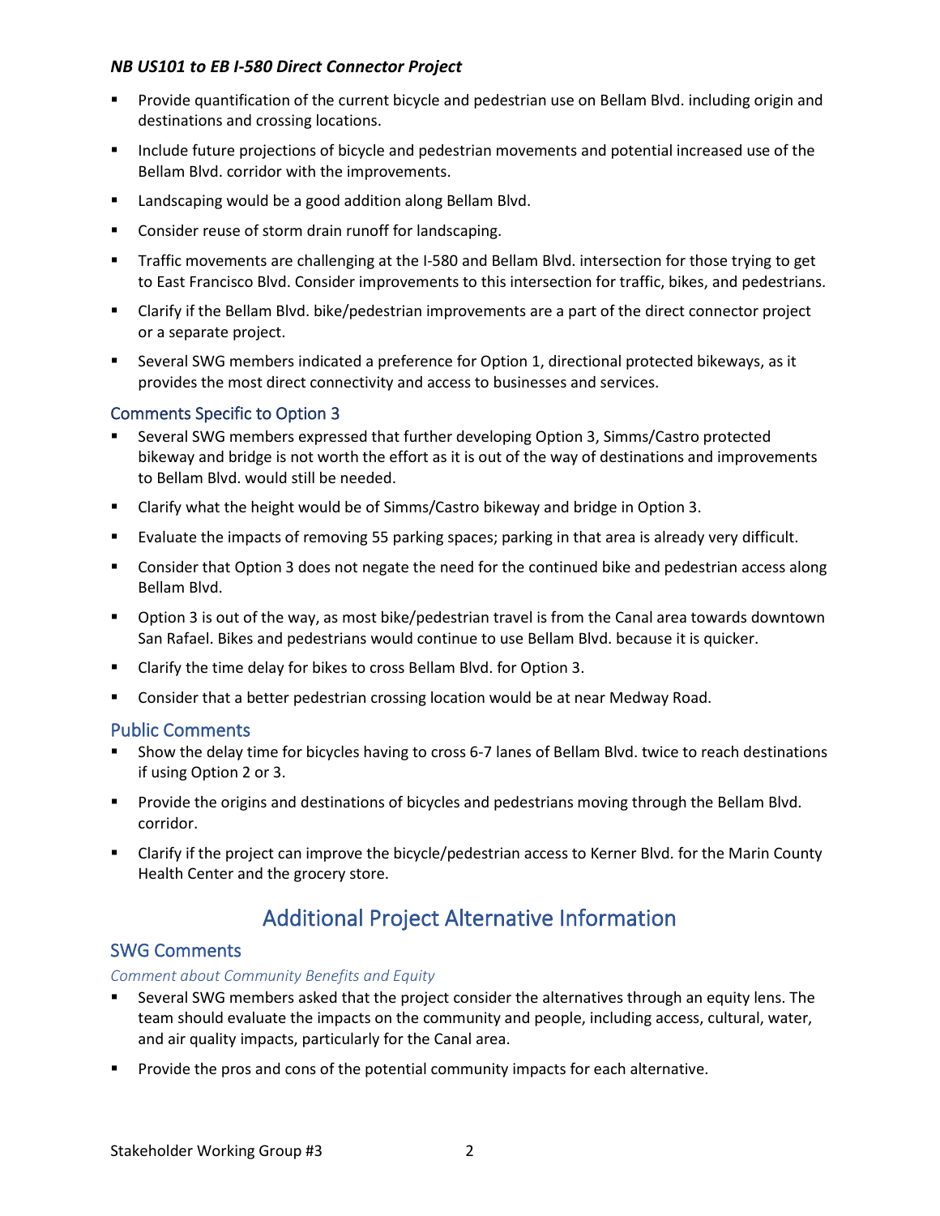- Provide quantification of the current bicycle and pedestrian use on Bellam Blvd. including origin and destinations and crossing locations.
- Include future projections of bicycle and pedestrian movements and potential increased use of the Bellam Blvd. corridor with the improvements.
- Landscaping would be a good addition along Bellam Blvd.
- Consider reuse of storm drain runoff for landscaping.
- Traffic movements are challenging at the I-580 and Bellam Blvd. intersection for those trying to get to East Francisco Blvd. Consider improvements to this intersection for traffic, bikes, and pedestrians.
- Clarify if the Bellam Blvd. bike/pedestrian improvements are a part of the direct connector project or a separate project.
- Several SWG members indicated a preference for Option 1, directional protected bikeways, as it provides the most direct connectivity and access to businesses and services.

### Comments Specific to Option 3

- Several SWG members expressed that further developing Option 3, Simms/Castro protected bikeway and bridge is not worth the effort as it is out of the way of destinations and improvements to Bellam Blvd. would still be needed.
- Clarify what the height would be of Simms/Castro bikeway and bridge in Option 3.
- Evaluate the impacts of removing 55 parking spaces; parking in that area is already very difficult.
- Consider that Option 3 does not negate the need for the continued bike and pedestrian access along Bellam Blvd.
- Option 3 is out of the way, as most bike/pedestrian travel is from the Canal area towards downtown San Rafael. Bikes and pedestrians would continue to use Bellam Blvd. because it is quicker.
- Clarify the time delay for bikes to cross Bellam Blvd. for Option 3.
- Consider that a better pedestrian crossing location would be at near Medway Road.

### Public Comments

- Show the delay time for bicycles having to cross 6-7 lanes of Bellam Blvd. twice to reach destinations if using Option 2 or 3.
- Provide the origins and destinations of bicycles and pedestrians moving through the Bellam Blvd. corridor.
- Clarify if the project can improve the bicycle/pedestrian access to Kerner Blvd. for the Marin County Health Center and the grocery store.

## Additional Project Alternative Information

### SWG Comments

*Comment about Community Benefits and Equity*

- Several SWG members asked that the project consider the alternatives through an equity lens. The team should evaluate the impacts on the community and people, including access, cultural, water, and air quality impacts, particularly for the Canal area.
- Provide the pros and cons of the potential community impacts for each alternative.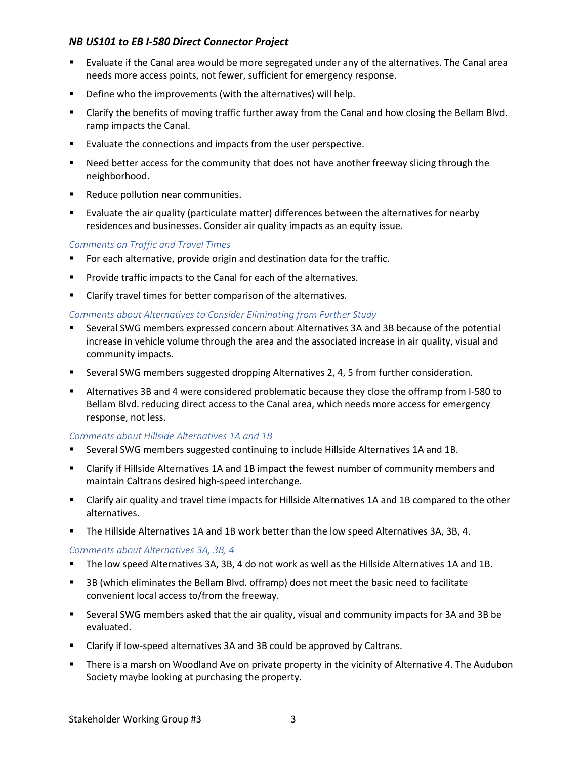- Evaluate if the Canal area would be more segregated under any of the alternatives. The Canal area needs more access points, not fewer, sufficient for emergency response.
- Define who the improvements (with the alternatives) will help.
- Clarify the benefits of moving traffic further away from the Canal and how closing the Bellam Blvd. ramp impacts the Canal.
- Evaluate the connections and impacts from the user perspective.
- Need better access for the community that does not have another freeway slicing through the neighborhood.
- Reduce pollution near communities.
- Evaluate the air quality (particulate matter) differences between the alternatives for nearby residences and businesses. Consider air quality impacts as an equity issue.

*Comments on Traffic and Travel Times*

- For each alternative, provide origin and destination data for the traffic.
- Provide traffic impacts to the Canal for each of the alternatives.
- Clarify travel times for better comparison of the alternatives.

*Comments about Alternatives to Consider Eliminating from Further Study*

- Several SWG members expressed concern about Alternatives 3A and 3B because of the potential increase in vehicle volume through the area and the associated increase in air quality, visual and community impacts.
- Several SWG members suggested dropping Alternatives 2, 4, 5 from further consideration.
- Alternatives 3B and 4 were considered problematic because they close the offramp from I-580 to Bellam Blvd. reducing direct access to the Canal area, which needs more access for emergency response, not less.

*Comments about Hillside Alternatives 1A and 1B*

- Several SWG members suggested continuing to include Hillside Alternatives 1A and 1B.
- Clarify if Hillside Alternatives 1A and 1B impact the fewest number of community members and maintain Caltrans desired high-speed interchange.
- Clarify air quality and travel time impacts for Hillside Alternatives 1A and 1B compared to the other alternatives.
- The Hillside Alternatives 1A and 1B work better than the low speed Alternatives 3A, 3B, 4.

*Comments about Alternatives 3A, 3B, 4*

- The low speed Alternatives 3A, 3B, 4 do not work as well as the Hillside Alternatives 1A and 1B.
- 3B (which eliminates the Bellam Blvd. offramp) does not meet the basic need to facilitate convenient local access to/from the freeway.
- Several SWG members asked that the air quality, visual and community impacts for 3A and 3B be evaluated.
- Clarify if low-speed alternatives 3A and 3B could be approved by Caltrans.
- There is a marsh on Woodland Ave on private property in the vicinity of Alternative 4. The Audubon Society maybe looking at purchasing the property.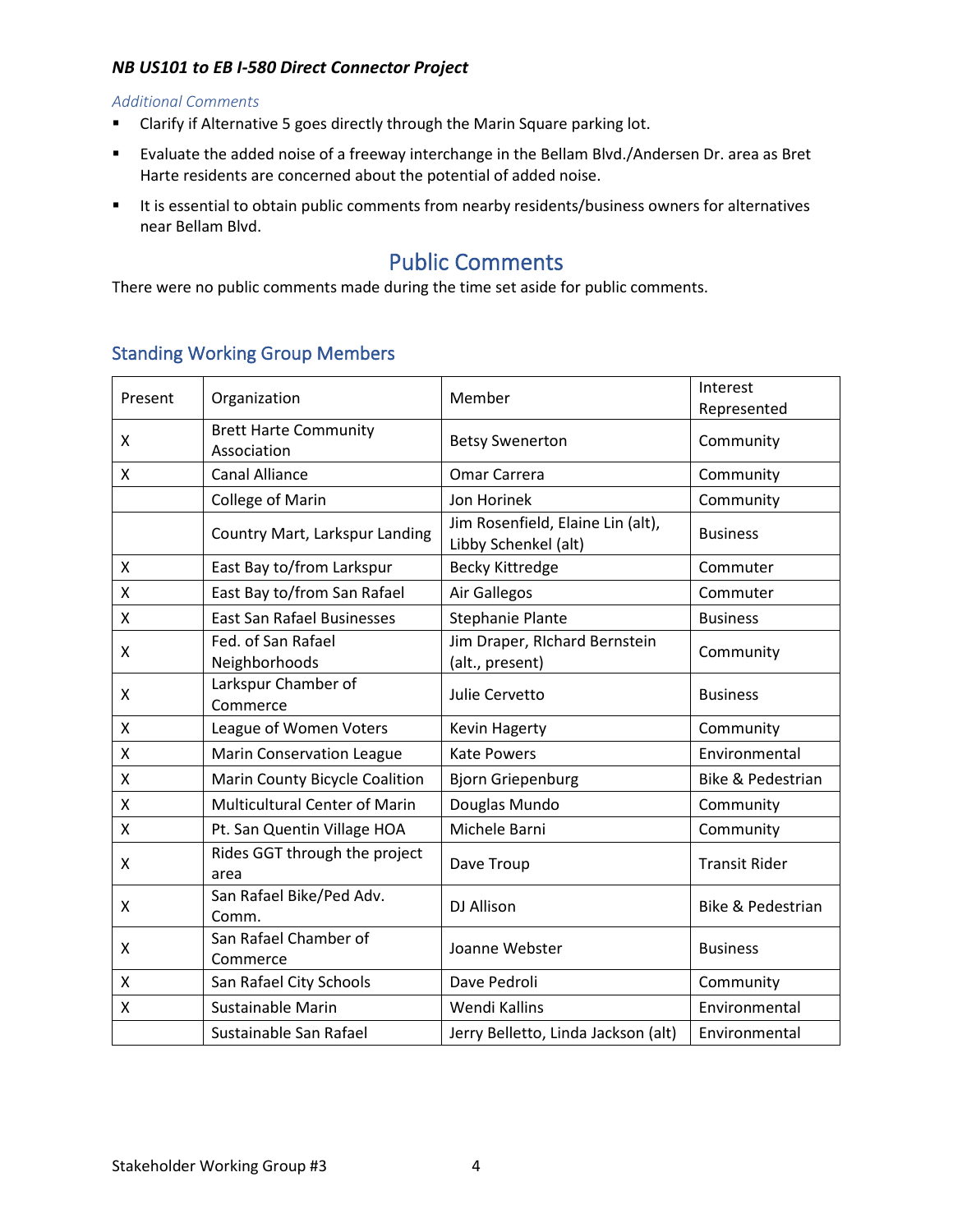*Additional Comments*

- Clarify if Alternative 5 goes directly through the Marin Square parking lot.
- Evaluate the added noise of a freeway interchange in the Bellam Blvd./Andersen Dr. area as Bret Harte residents are concerned about the potential of added noise.
- It is essential to obtain public comments from nearby residents/business owners for alternatives near Bellam Blvd.

## Public Comments

There were no public comments made during the time set aside for public comments.

## Standing Working Group Members

| Present | Organization | Member | Interest Represented |
|---|---|---|---|
| X | Brett Harte Community Association | Betsy Swenerton | Community |
| X | Canal Alliance | Omar Carrera | Community |
| | College of Marin | Jon Horinek | Community |
| | Country Mart, Larkspur Landing | Jim Rosenfield, Elaine Lin (alt), Libby Schenkel (alt) | Business |
| X | East Bay to/from Larkspur | Becky Kittredge | Commuter |
| X | East Bay to/from San Rafael | Air Gallegos | Commuter |
| X | East San Rafael Businesses | Stephanie Plante | Business |
| X | Fed. of San Rafael Neighborhoods | Jim Draper, RIchard Bernstein (alt., present) | Community |
| X | Larkspur Chamber of Commerce | Julie Cervetto | Business |
| X | League of Women Voters | Kevin Hagerty | Community |
| X | Marin Conservation League | Kate Powers | Environmental |
| X | Marin County Bicycle Coalition | Bjorn Griepenburg | Bike & Pedestrian |
| X | Multicultural Center of Marin | Douglas Mundo | Community |
| X | Pt. San Quentin Village HOA | Michele Barni | Community |
| X | Rides GGT through the project area | Dave Troup | Transit Rider |
| X | San Rafael Bike/Ped Adv. Comm. | DJ Allison | Bike & Pedestrian |
| X | San Rafael Chamber of Commerce | Joanne Webster | Business |
| X | San Rafael City Schools | Dave Pedroli | Community |
| X | Sustainable Marin | Wendi Kallins | Environmental |
| | Sustainable San Rafael | Jerry Belletto, Linda Jackson (alt) | Environmental |